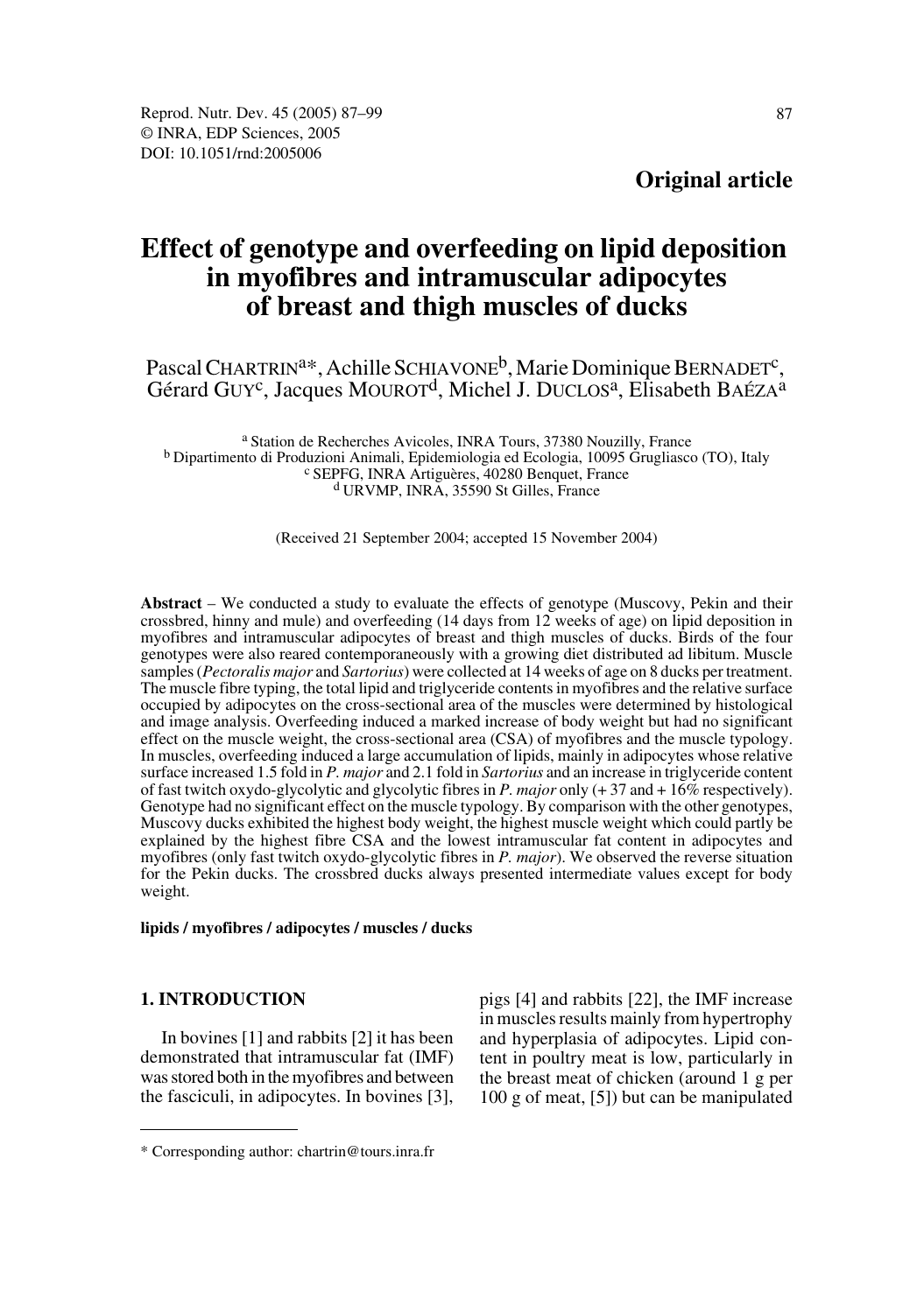**Original article**

# Effect of genotype and overfeeding on lipid deposition in myofibres and intramuscular adipocytes of breast and thigh muscles of ducks

Pascal CHARTRIN[a]*, Achille SCHIAVONE[b], Marie Dominique BERNADET[c], Gérard GUY[c], Jacques MOUROT[d], Michel J. DUCLOS[a], Elisabeth BAÉZA[a]

[a] Station de Recherches Avicoles, INRA Tours, 37380 Nouzilly, France
[b] Dipartimento di Produzioni Animali, Epidemiologia ed Ecologia, 10095 Grugliasco (TO), Italy
[c] SEPFG, INRA Artiguères, 40280 Benquet, France
[d] URVMP, INRA, 35590 St Gilles, France

(Received 21 September 2004; accepted 15 November 2004)

**Abstract** – We conducted a study to evaluate the effects of genotype (Muscovy, Pekin and their crossbred, hinny and mule) and overfeeding (14 days from 12 weeks of age) on lipid deposition in myofibres and intramuscular adipocytes of breast and thigh muscles of ducks. Birds of the four genotypes were also reared contemporaneously with a growing diet distributed ad libitum. Muscle samples (*Pectoralis major* and *Sartorius*) were collected at 14 weeks of age on 8 ducks per treatment. The muscle fibre typing, the total lipid and triglyceride contents in myofibres and the relative surface occupied by adipocytes on the cross-sectional area of the muscles were determined by histological and image analysis. Overfeeding induced a marked increase of body weight but had no significant effect on the muscle weight, the cross-sectional area (CSA) of myofibres and the muscle typology. In muscles, overfeeding induced a large accumulation of lipids, mainly in adipocytes whose relative surface increased 1.5 fold in *P. major* and 2.1 fold in *Sartorius* and an increase in triglyceride content of fast twitch oxydo-glycolytic and glycolytic fibres in *P. major* only (+ 37 and + 16% respectively). Genotype had no significant effect on the muscle typology. By comparison with the other genotypes, Muscovy ducks exhibited the highest body weight, the highest muscle weight which could partly be explained by the highest fibre CSA and the lowest intramuscular fat content in adipocytes and myofibres (only fast twitch oxydo-glycolytic fibres in *P. major*). We observed the reverse situation for the Pekin ducks. The crossbred ducks always presented intermediate values except for body weight.

**lipids / myofibres / adipocytes / muscles / ducks**

## 1. INTRODUCTION

In bovines [1] and rabbits [2] it has been demonstrated that intramuscular fat (IMF) was stored both in the myofibres and between the fasciculi, in adipocytes. In bovines [3], pigs [4] and rabbits [22], the IMF increase in muscles results mainly from hypertrophy and hyperplasia of adipocytes. Lipid content in poultry meat is low, particularly in the breast meat of chicken (around 1 g per 100 g of meat, [5]) but can be manipulated

---

* Corresponding author: chartrin@tours.inra.fr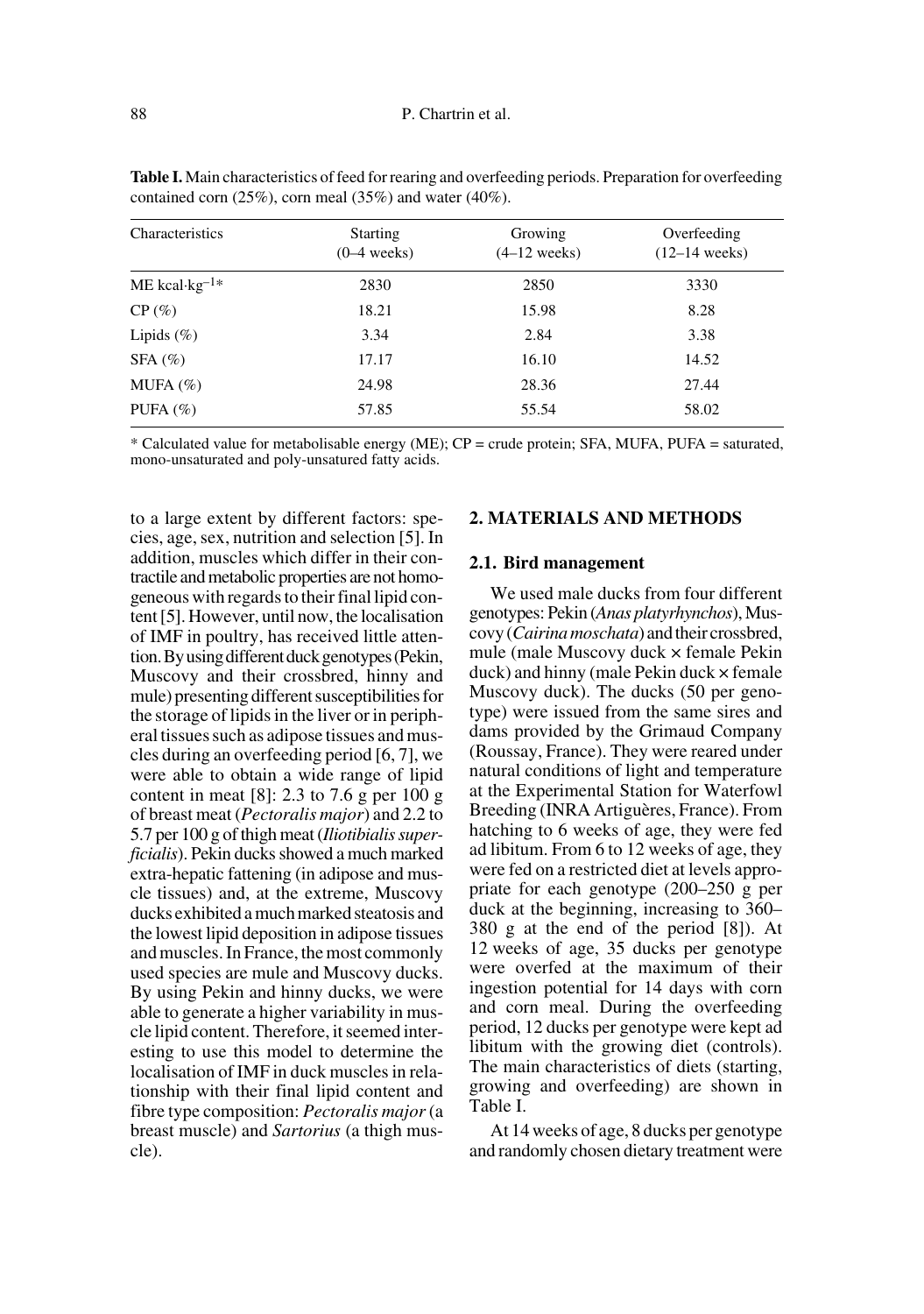**Table I.** Main characteristics of feed for rearing and overfeeding periods. Preparation for overfeeding contained corn (25%), corn meal (35%) and water (40%).

| Characteristics | Starting (0–4 weeks) | Growing (4–12 weeks) | Overfeeding (12–14 weeks) |
|---|---|---|---|
| ME $kcal{\cdot}kg^{-1}$* | 2830 | 2850 | 3330 |
| CP (%) | 18.21 | 15.98 | 8.28 |
| Lipids (%) | 3.34 | 2.84 | 3.38 |
| SFA (%) | 17.17 | 16.10 | 14.52 |
| MUFA (%) | 24.98 | 28.36 | 27.44 |
| PUFA (%) | 57.85 | 55.54 | 58.02 |

* Calculated value for metabolisable energy (ME); CP = crude protein; SFA, MUFA, PUFA = saturated, mono-unsaturated and poly-unsatured fatty acids.

to a large extent by different factors: species, age, sex, nutrition and selection [5]. In addition, muscles which differ in their contractile and metabolic properties are not homogeneous with regards to their final lipid content [5]. However, until now, the localisation of IMF in poultry, has received little attention. By using different duck genotypes (Pekin, Muscovy and their crossbred, hinny and mule) presenting different susceptibilities for the storage of lipids in the liver or in peripheral tissues such as adipose tissues and muscles during an overfeeding period [6, 7], we were able to obtain a wide range of lipid content in meat [8]: 2.3 to 7.6 g per 100 g of breast meat (*Pectoralis major*) and 2.2 to 5.7 per 100 g of thigh meat (*Iliotibialis superficialis*). Pekin ducks showed a much marked extra-hepatic fattening (in adipose and muscle tissues) and, at the extreme, Muscovy ducks exhibited a much marked steatosis and the lowest lipid deposition in adipose tissues and muscles. In France, the most commonly used species are mule and Muscovy ducks. By using Pekin and hinny ducks, we were able to generate a higher variability in muscle lipid content. Therefore, it seemed interesting to use this model to determine the localisation of IMF in duck muscles in relationship with their final lipid content and fibre type composition: *Pectoralis major* (a breast muscle) and *Sartorius* (a thigh muscle).

## 2. MATERIALS AND METHODS

### 2.1. Bird management

We used male ducks from four different genotypes: Pekin (*Anas platyrhynchos*), Muscovy (*Cairina moschata*) and their crossbred, mule (male Muscovy duck × female Pekin duck) and hinny (male Pekin duck × female Muscovy duck). The ducks (50 per genotype) were issued from the same sires and dams provided by the Grimaud Company (Roussay, France). They were reared under natural conditions of light and temperature at the Experimental Station for Waterfowl Breeding (INRA Artiguères, France). From hatching to 6 weeks of age, they were fed ad libitum. From 6 to 12 weeks of age, they were fed on a restricted diet at levels appropriate for each genotype (200–250 g per duck at the beginning, increasing to 360–380 g at the end of the period [8]). At 12 weeks of age, 35 ducks per genotype were overfed at the maximum of their ingestion potential for 14 days with corn and corn meal. During the overfeeding period, 12 ducks per genotype were kept ad libitum with the growing diet (controls). The main characteristics of diets (starting, growing and overfeeding) are shown in Table I.

At 14 weeks of age, 8 ducks per genotype and randomly chosen dietary treatment were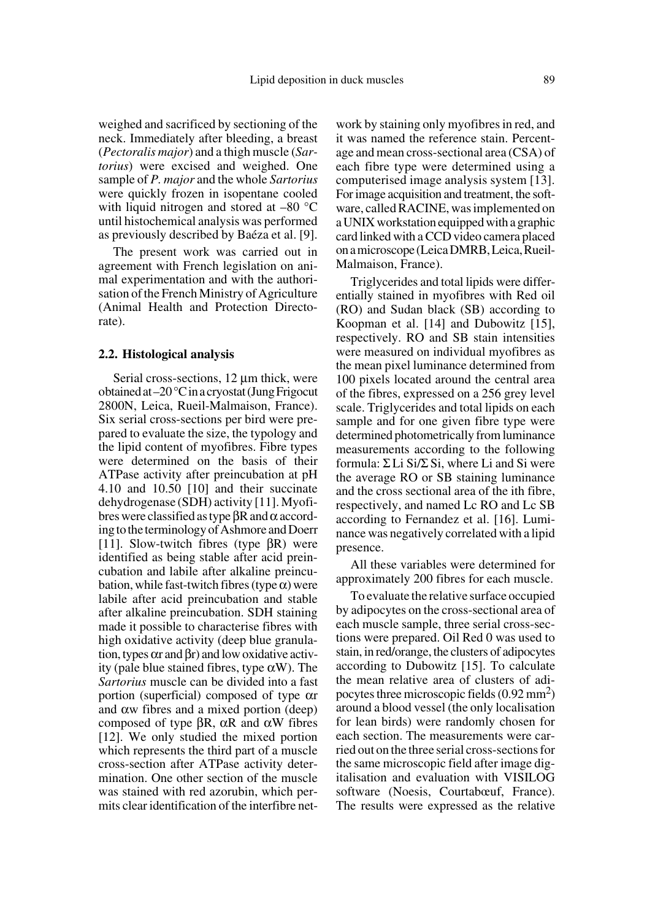weighed and sacrificed by sectioning of the neck. Immediately after bleeding, a breast (*Pectoralis major*) and a thigh muscle (*Sartorius*) were excised and weighed. One sample of *P. major* and the whole *Sartorius* were quickly frozen in isopentane cooled with liquid nitrogen and stored at –80 °C until histochemical analysis was performed as previously described by Baéza et al. [9].

The present work was carried out in agreement with French legislation on animal experimentation and with the authorisation of the French Ministry of Agriculture (Animal Health and Protection Directorate).

### 2.2. Histological analysis

Serial cross-sections, 12 µm thick, were obtained at –20 °C in a cryostat (Jung Frigocut 2800N, Leica, Rueil-Malmaison, France). Six serial cross-sections per bird were prepared to evaluate the size, the typology and the lipid content of myofibres. Fibre types were determined on the basis of their ATPase activity after preincubation at pH 4.10 and 10.50 [10] and their succinate dehydrogenase (SDH) activity [11]. Myofibres were classified as type βR and α according to the terminology of Ashmore and Doerr [11]. Slow-twitch fibres (type βR) were identified as being stable after acid preincubation and labile after alkaline preincubation, while fast-twitch fibres (type α) were labile after acid preincubation and stable after alkaline preincubation. SDH staining made it possible to characterise fibres with high oxidative activity (deep blue granulation, types αr and βr) and low oxidative activity (pale blue stained fibres, type αW). The *Sartorius* muscle can be divided into a fast portion (superficial) composed of type αr and αw fibres and a mixed portion (deep) composed of type βR, αR and αW fibres [12]. We only studied the mixed portion which represents the third part of a muscle cross-section after ATPase activity determination. One other section of the muscle was stained with red azorubin, which permits clear identification of the interfibre network by staining only myofibres in red, and it was named the reference stain. Percentage and mean cross-sectional area (CSA) of each fibre type were determined using a computerised image analysis system [13]. For image acquisition and treatment, the software, called RACINE, was implemented on a UNIX workstation equipped with a graphic card linked with a CCD video camera placed on a microscope (Leica DMRB, Leica, Rueil-Malmaison, France).

Triglycerides and total lipids were differentially stained in myofibres with Red oil (RO) and Sudan black (SB) according to Koopman et al. [14] and Dubowitz [15], respectively. RO and SB stain intensities were measured on individual myofibres as the mean pixel luminance determined from 100 pixels located around the central area of the fibres, expressed on a 256 grey level scale. Triglycerides and total lipids on each sample and for one given fibre type were determined photometrically from luminance measurements according to the following formula: $\Sigma\, Li\, Si / \Sigma\, Si$, where Li and Si were the average RO or SB staining luminance and the cross sectional area of the ith fibre, respectively, and named Lc RO and Lc SB according to Fernandez et al. [16]. Luminance was negatively correlated with a lipid presence.

All these variables were determined for approximately 200 fibres for each muscle.

To evaluate the relative surface occupied by adipocytes on the cross-sectional area of each muscle sample, three serial cross-sections were prepared. Oil Red 0 was used to stain, in red/orange, the clusters of adipocytes according to Dubowitz [15]. To calculate the mean relative area of clusters of adipocytes three microscopic fields (0.92 $mm^2$) around a blood vessel (the only localisation for lean birds) were randomly chosen for each section. The measurements were carried out on the three serial cross-sections for the same microscopic field after image digitalisation and evaluation with VISILOG software (Noesis, Courtabœuf, France). The results were expressed as the relative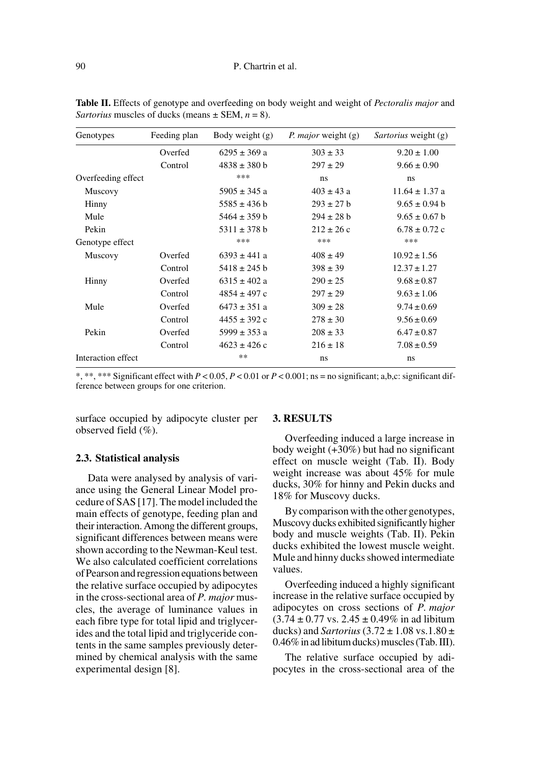**Table II.** Effects of genotype and overfeeding on body weight and weight of *Pectoralis major* and *Sartorius* muscles of ducks (means ± SEM, $n = 8$).

| Genotypes | Feeding plan | Body weight (g) | *P. major* weight (g) | *Sartorius* weight (g) |
|---|---|---|---|---|
| | Overfed | 6295 ± 369 a | 303 ± 33 | 9.20 ± 1.00 |
| | Control | 4838 ± 380 b | 297 ± 29 | 9.66 ± 0.90 |
| Overfeeding effect | | *** | ns | ns |
| Muscovy | | 5905 ± 345 a | 403 ± 43 a | 11.64 ± 1.37 a |
| Hinny | | 5585 ± 436 b | 293 ± 27 b | 9.65 ± 0.94 b |
| Mule | | 5464 ± 359 b | 294 ± 28 b | 9.65 ± 0.67 b |
| Pekin | | 5311 ± 378 b | 212 ± 26 c | 6.78 ± 0.72 c |
| Genotype effect | | *** | *** | *** |
| Muscovy | Overfed | 6393 ± 441 a | 408 ± 49 | 10.92 ± 1.56 |
| | Control | 5418 ± 245 b | 398 ± 39 | 12.37 ± 1.27 |
| Hinny | Overfed | 6315 ± 402 a | 290 ± 25 | 9.68 ± 0.87 |
| | Control | 4854 ± 497 c | 297 ± 29 | 9.63 ± 1.06 |
| Mule | Overfed | 6473 ± 351 a | 309 ± 28 | 9.74 ± 0.69 |
| | Control | 4455 ± 392 c | 278 ± 30 | 9.56 ± 0.69 |
| Pekin | Overfed | 5999 ± 353 a | 208 ± 33 | 6.47 ± 0.87 |
| | Control | 4623 ± 426 c | 216 ± 18 | 7.08 ± 0.59 |
| Interaction effect | | ** | ns | ns |

*, **, *** Significant effect with $P < 0.05$, $P < 0.01$ or $P < 0.001$; ns = no significant; a,b,c: significant difference between groups for one criterion.

surface occupied by adipocyte cluster per observed field (%).

### 2.3. Statistical analysis

Data were analysed by analysis of variance using the General Linear Model procedure of SAS [17]. The model included the main effects of genotype, feeding plan and their interaction. Among the different groups, significant differences between means were shown according to the Newman-Keul test. We also calculated coefficient correlations of Pearson and regression equations between the relative surface occupied by adipocytes in the cross-sectional area of *P. major* muscles, the average of luminance values in each fibre type for total lipid and triglycerides and the total lipid and triglyceride contents in the same samples previously determined by chemical analysis with the same experimental design [8].

## 3. RESULTS

Overfeeding induced a large increase in body weight (+30%) but had no significant effect on muscle weight (Tab. II). Body weight increase was about 45% for mule ducks, 30% for hinny and Pekin ducks and 18% for Muscovy ducks.

By comparison with the other genotypes, Muscovy ducks exhibited significantly higher body and muscle weights (Tab. II). Pekin ducks exhibited the lowest muscle weight. Mule and hinny ducks showed intermediate values.

Overfeeding induced a highly significant increase in the relative surface occupied by adipocytes on cross sections of *P. major* (3.74 ± 0.77 vs. 2.45 ± 0.49% in ad libitum ducks) and *Sartorius* (3.72 ± 1.08 vs.1.80 ± 0.46% in ad libitum ducks) muscles (Tab. III).

The relative surface occupied by adipocytes in the cross-sectional area of the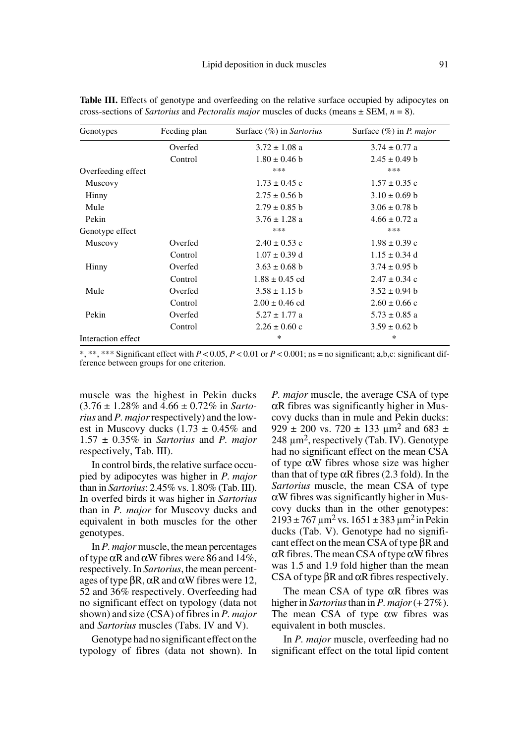**Table III.** Effects of genotype and overfeeding on the relative surface occupied by adipocytes on cross-sections of *Sartorius* and *Pectoralis major* muscles of ducks (means ± SEM, $n = 8$).

| Genotypes | Feeding plan | Surface (%) in *Sartorius* | Surface (%) in *P. major* |
|---|---|---|---|
| | Overfed | 3.72 ± 1.08 a | 3.74 ± 0.77 a |
| | Control | 1.80 ± 0.46 b | 2.45 ± 0.49 b |
| Overfeeding effect | | *** | *** |
| Muscovy | | 1.73 ± 0.45 c | 1.57 ± 0.35 c |
| Hinny | | 2.75 ± 0.56 b | 3.10 ± 0.69 b |
| Mule | | 2.79 ± 0.85 b | 3.06 ± 0.78 b |
| Pekin | | 3.76 ± 1.28 a | 4.66 ± 0.72 a |
| Genotype effect | | *** | *** |
| Muscovy | Overfed | 2.40 ± 0.53 c | 1.98 ± 0.39 c |
| | Control | 1.07 ± 0.39 d | 1.15 ± 0.34 d |
| Hinny | Overfed | 3.63 ± 0.68 b | 3.74 ± 0.95 b |
| | Control | 1.88 ± 0.45 cd | 2.47 ± 0.34 c |
| Mule | Overfed | 3.58 ± 1.15 b | 3.52 ± 0.94 b |
| | Control | 2.00 ± 0.46 cd | 2.60 ± 0.66 c |
| Pekin | Overfed | 5.27 ± 1.77 a | 5.73 ± 0.85 a |
| | Control | 2.26 ± 0.60 c | 3.59 ± 0.62 b |
| Interaction effect | | * | * |

*, **, *** Significant effect with $P < 0.05$, $P < 0.01$ or $P < 0.001$; ns = no significant; a,b,c: significant difference between groups for one criterion.

muscle was the highest in Pekin ducks (3.76 ± 1.28% and 4.66 ± 0.72% in *Sartorius* and *P. major* respectively) and the lowest in Muscovy ducks (1.73 ± 0.45% and 1.57 ± 0.35% in *Sartorius* and *P. major* respectively, Tab. III).

In control birds, the relative surface occupied by adipocytes was higher in *P. major* than in *Sartorius*: 2.45% vs. 1.80% (Tab. III). In overfed birds it was higher in *Sartorius* than in *P. major* for Muscovy ducks and equivalent in both muscles for the other genotypes.

In *P. major* muscle, the mean percentages of type αR and αW fibres were 86 and 14%, respectively. In *Sartorius*, the mean percentages of type βR, αR and αW fibres were 12, 52 and 36% respectively. Overfeeding had no significant effect on typology (data not shown) and size (CSA) of fibres in *P. major* and *Sartorius* muscles (Tabs. IV and V).

Genotype had no significant effect on the typology of fibres (data not shown). In *P. major* muscle, the average CSA of type αR fibres was significantly higher in Muscovy ducks than in mule and Pekin ducks: 929 ± 200 vs. 720 ± 133 $\mu m^2$ and 683 ± 248 $\mu m^2$, respectively (Tab. IV). Genotype had no significant effect on the mean CSA of type αW fibres whose size was higher than that of type αR fibres (2.3 fold). In the *Sartorius* muscle, the mean CSA of type αW fibres was significantly higher in Muscovy ducks than in the other genotypes: 2193 ± 767 $\mu m^2$ vs. 1651 ± 383 $\mu m^2$ in Pekin ducks (Tab. V). Genotype had no significant effect on the mean CSA of type βR and αR fibres. The mean CSA of type αW fibres was 1.5 and 1.9 fold higher than the mean CSA of type βR and αR fibres respectively.

The mean CSA of type αR fibres was higher in *Sartorius* than in *P. major* (+ 27%). The mean CSA of type αw fibres was equivalent in both muscles.

In *P. major* muscle, overfeeding had no significant effect on the total lipid content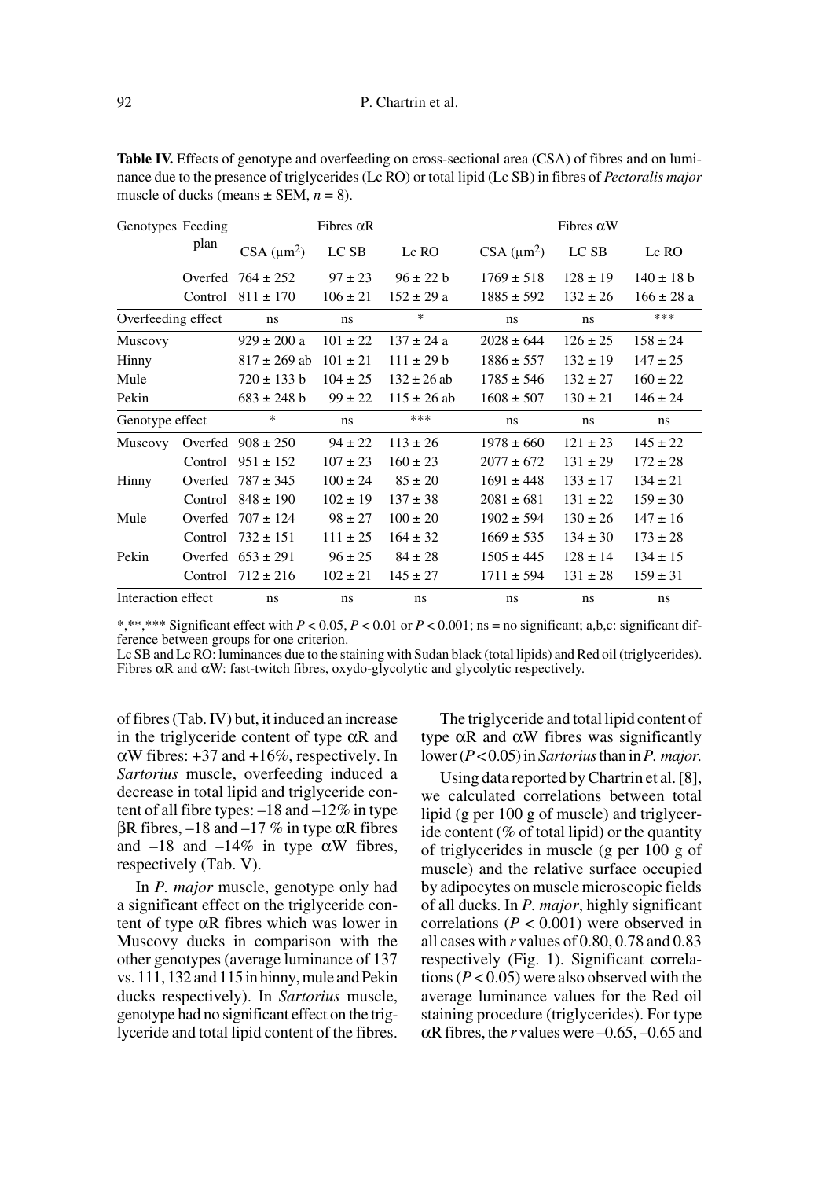**Table IV.** Effects of genotype and overfeeding on cross-sectional area (CSA) of fibres and on luminance due to the presence of triglycerides (Lc RO) or total lipid (Lc SB) in fibres of *Pectoralis major* muscle of ducks (means ± SEM, $n = 8$).

| Genotypes | Feeding plan | Fibres αR | | | Fibres αW | | |
|---|---|---|---|---|---|---|---|
| | | CSA (µm²) | LC SB | Lc RO | CSA (µm²) | LC SB | Lc RO |
| | Overfed | 764 ± 252 | 97 ± 23 | 96 ± 22 b | 1769 ± 518 | 128 ± 19 | 140 ± 18 b |
| | Control | 811 ± 170 | 106 ± 21 | 152 ± 29 a | 1885 ± 592 | 132 ± 26 | 166 ± 28 a |
| Overfeeding effect | | ns | ns | * | ns | ns | *** |
| Muscovy | | 929 ± 200 a | 101 ± 22 | 137 ± 24 a | 2028 ± 644 | 126 ± 25 | 158 ± 24 |
| Hinny | | 817 ± 269 ab | 101 ± 21 | 111 ± 29 b | 1886 ± 557 | 132 ± 19 | 147 ± 25 |
| Mule | | 720 ± 133 b | 104 ± 25 | 132 ± 26 ab | 1785 ± 546 | 132 ± 27 | 160 ± 22 |
| Pekin | | 683 ± 248 b | 99 ± 22 | 115 ± 26 ab | 1608 ± 507 | 130 ± 21 | 146 ± 24 |
| Genotype effect | | * | ns | *** | ns | ns | ns |
| Muscovy | Overfed | 908 ± 250 | 94 ± 22 | 113 ± 26 | 1978 ± 660 | 121 ± 23 | 145 ± 22 |
| | Control | 951 ± 152 | 107 ± 23 | 160 ± 23 | 2077 ± 672 | 131 ± 29 | 172 ± 28 |
| Hinny | Overfed | 787 ± 345 | 100 ± 24 | 85 ± 20 | 1691 ± 448 | 133 ± 17 | 134 ± 21 |
| | Control | 848 ± 190 | 102 ± 19 | 137 ± 38 | 2081 ± 681 | 131 ± 22 | 159 ± 30 |
| Mule | Overfed | 707 ± 124 | 98 ± 27 | 100 ± 20 | 1902 ± 594 | 130 ± 26 | 147 ± 16 |
| | Control | 732 ± 151 | 111 ± 25 | 164 ± 32 | 1669 ± 535 | 134 ± 30 | 173 ± 28 |
| Pekin | Overfed | 653 ± 291 | 96 ± 25 | 84 ± 28 | 1505 ± 445 | 128 ± 14 | 134 ± 15 |
| | Control | 712 ± 216 | 102 ± 21 | 145 ± 27 | 1711 ± 594 | 131 ± 28 | 159 ± 31 |
| Interaction effect | | ns | ns | ns | ns | ns | ns |

*,**,*** Significant effect with $P < 0.05$, $P < 0.01$ or $P < 0.001$; ns = no significant; a,b,c: significant difference between groups for one criterion.
Lc SB and Lc RO: luminances due to the staining with Sudan black (total lipids) and Red oil (triglycerides). Fibres αR and αW: fast-twitch fibres, oxydo-glycolytic and glycolytic respectively.

of fibres (Tab. IV) but, it induced an increase in the triglyceride content of type αR and αW fibres: +37 and +16%, respectively. In *Sartorius* muscle, overfeeding induced a decrease in total lipid and triglyceride content of all fibre types: –18 and –12% in type βR fibres, –18 and –17 % in type αR fibres and –18 and –14% in type αW fibres, respectively (Tab. V).

In *P. major* muscle, genotype only had a significant effect on the triglyceride content of type αR fibres which was lower in Muscovy ducks in comparison with the other genotypes (average luminance of 137 vs. 111, 132 and 115 in hinny, mule and Pekin ducks respectively). In *Sartorius* muscle, genotype had no significant effect on the triglyceride and total lipid content of the fibres.

The triglyceride and total lipid content of type αR and αW fibres was significantly lower ($P < 0.05$) in *Sartorius* than in *P. major*.

Using data reported by Chartrin et al. [8], we calculated correlations between total lipid (g per 100 g of muscle) and triglyceride content (% of total lipid) or the quantity of triglycerides in muscle (g per 100 g of muscle) and the relative surface occupied by adipocytes on muscle microscopic fields of all ducks. In *P. major*, highly significant correlations ($P < 0.001$) were observed in all cases with $r$ values of 0.80, 0.78 and 0.83 respectively (Fig. 1). Significant correlations ($P < 0.05$) were also observed with the average luminance values for the Red oil staining procedure (triglycerides). For type αR fibres, the $r$ values were –0.65, –0.65 and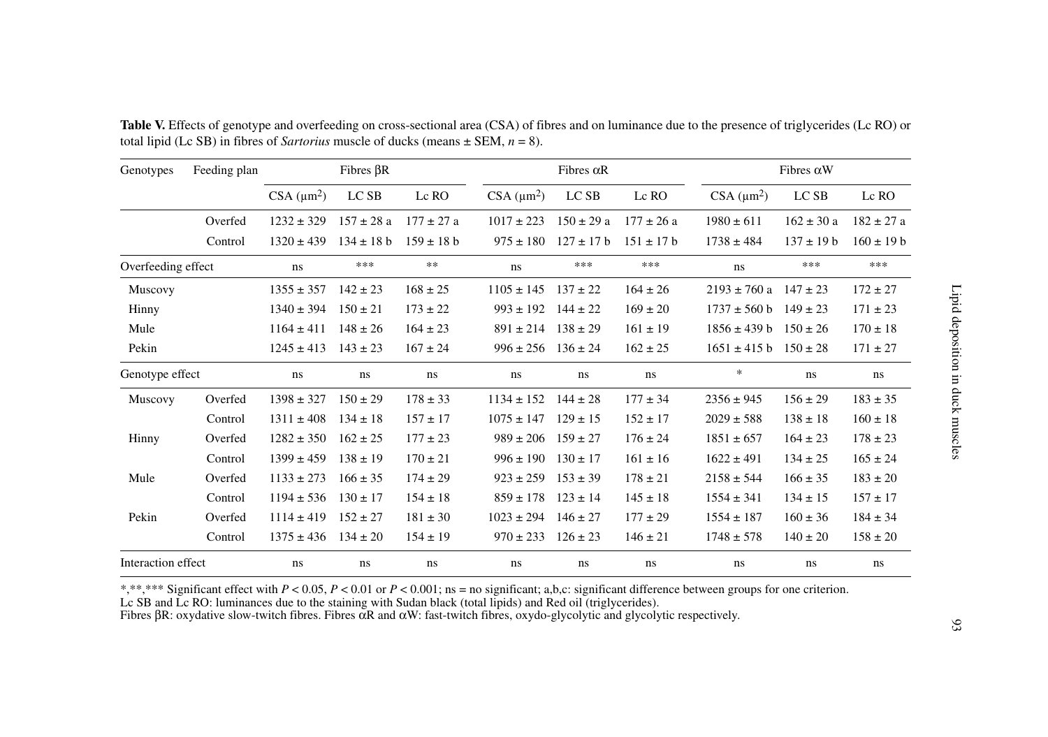**Table V.** Effects of genotype and overfeeding on cross-sectional area (CSA) of fibres and on luminance due to the presence of triglycerides (Lc RO) or total lipid (Lc SB) in fibres of *Sartorius* muscle of ducks (means ± SEM, $n = 8$).

| Genotypes | Feeding plan | Fibres βR | | | Fibres αR | | | Fibres αW | | |
|---|---|---|---|---|---|---|---|---|---|---|
| | | CSA (μm$^2$) | LC SB | Lc RO | CSA (μm$^2$) | LC SB | Lc RO | CSA (μm$^2$) | LC SB | Lc RO |
| | Overfed | 1232 ± 329 | 157 ± 28 a | 177 ± 27 a | 1017 ± 223 | 150 ± 29 a | 177 ± 26 a | 1980 ± 611 | 162 ± 30 a | 182 ± 27 a |
| | Control | 1320 ± 439 | 134 ± 18 b | 159 ± 18 b | 975 ± 180 | 127 ± 17 b | 151 ± 17 b | 1738 ± 484 | 137 ± 19 b | 160 ± 19 b |
| Overfeeding effect | | ns | *** | ** | ns | *** | *** | ns | *** | *** |
| Muscovy | | 1355 ± 357 | 142 ± 23 | 168 ± 25 | 1105 ± 145 | 137 ± 22 | 164 ± 26 | 2193 ± 760 a | 147 ± 23 | 172 ± 27 |
| Hinny | | 1340 ± 394 | 150 ± 21 | 173 ± 22 | 993 ± 192 | 144 ± 22 | 169 ± 20 | 1737 ± 560 b | 149 ± 23 | 171 ± 23 |
| Mule | | 1164 ± 411 | 148 ± 26 | 164 ± 23 | 891 ± 214 | 138 ± 29 | 161 ± 19 | 1856 ± 439 b | 150 ± 26 | 170 ± 18 |
| Pekin | | 1245 ± 413 | 143 ± 23 | 167 ± 24 | 996 ± 256 | 136 ± 24 | 162 ± 25 | 1651 ± 415 b | 150 ± 28 | 171 ± 27 |
| Genotype effect | | ns | ns | ns | ns | ns | ns | * | ns | ns |
| Muscovy | Overfed | 1398 ± 327 | 150 ± 29 | 178 ± 33 | 1134 ± 152 | 144 ± 28 | 177 ± 34 | 2356 ± 945 | 156 ± 29 | 183 ± 35 |
| | Control | 1311 ± 408 | 134 ± 18 | 157 ± 17 | 1075 ± 147 | 129 ± 15 | 152 ± 17 | 2029 ± 588 | 138 ± 18 | 160 ± 18 |
| Hinny | Overfed | 1282 ± 350 | 162 ± 25 | 177 ± 23 | 989 ± 206 | 159 ± 27 | 176 ± 24 | 1851 ± 657 | 164 ± 23 | 178 ± 23 |
| | Control | 1399 ± 459 | 138 ± 19 | 170 ± 21 | 996 ± 190 | 130 ± 17 | 161 ± 16 | 1622 ± 491 | 134 ± 25 | 165 ± 24 |
| Mule | Overfed | 1133 ± 273 | 166 ± 35 | 174 ± 29 | 923 ± 259 | 153 ± 39 | 178 ± 21 | 2158 ± 544 | 166 ± 35 | 183 ± 20 |
| | Control | 1194 ± 536 | 130 ± 17 | 154 ± 18 | 859 ± 178 | 123 ± 14 | 145 ± 18 | 1554 ± 341 | 134 ± 15 | 157 ± 17 |
| Pekin | Overfed | 1114 ± 419 | 152 ± 27 | 181 ± 30 | 1023 ± 294 | 146 ± 27 | 177 ± 29 | 1554 ± 187 | 160 ± 36 | 184 ± 34 |
| | Control | 1375 ± 436 | 134 ± 20 | 154 ± 19 | 970 ± 233 | 126 ± 23 | 146 ± 21 | 1748 ± 578 | 140 ± 20 | 158 ± 20 |
| Interaction effect | | ns | ns | ns | ns | ns | ns | ns | ns | ns |

*,**,*** Significant effect with $P < 0.05$, $P < 0.01$ or $P < 0.001$; ns = no significant; a,b,c: significant difference between groups for one criterion.
Lc SB and Lc RO: luminances due to the staining with Sudan black (total lipids) and Red oil (triglycerides).
Fibres βR: oxydative slow-twitch fibres. Fibres αR and αW: fast-twitch fibres, oxydo-glycolytic and glycolytic respectively.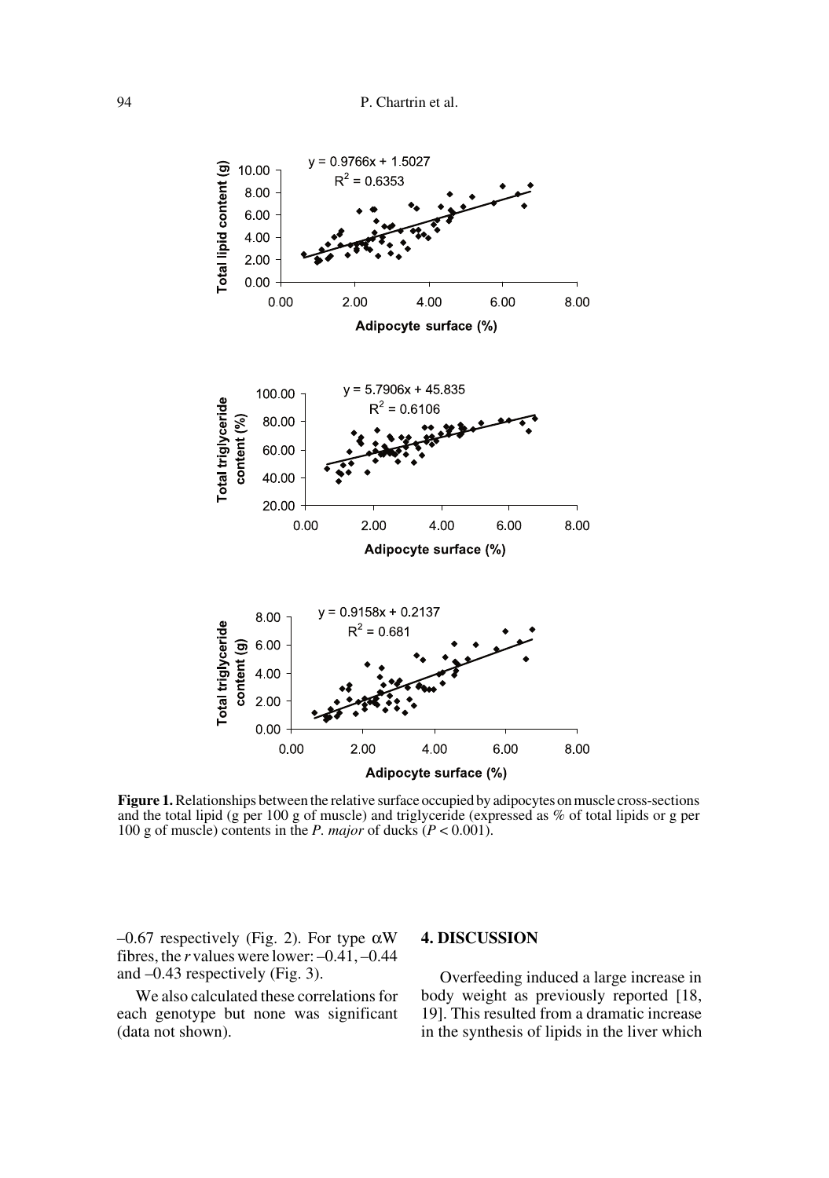**Figure 1.** Relationships between the relative surface occupied by adipocytes on muscle cross-sections and the total lipid (g per 100 g of muscle) and triglyceride (expressed as % of total lipids or g per 100 g of muscle) contents in the *P. major* of ducks ($P < 0.001$).

–0.67 respectively (Fig. 2). For type αW fibres, the *r* values were lower: –0.41, –0.44 and –0.43 respectively (Fig. 3).

We also calculated these correlations for each genotype but none was significant (data not shown).

## 4. DISCUSSION

Overfeeding induced a large increase in body weight as previously reported [18, 19]. This resulted from a dramatic increase in the synthesis of lipids in the liver which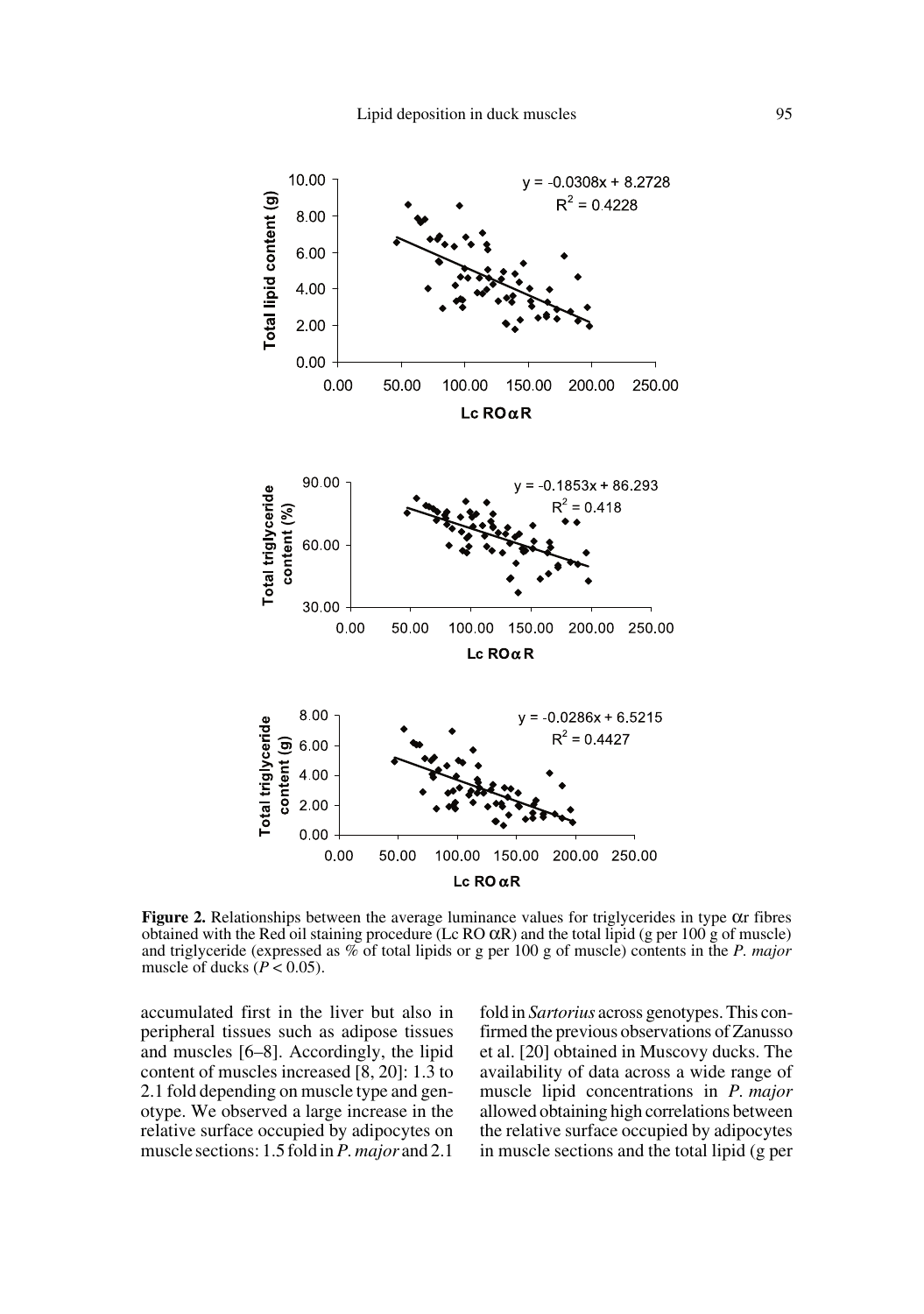**Figure 2.** Relationships between the average luminance values for triglycerides in type $\alpha$r fibres obtained with the Red oil staining procedure (Lc RO $\alpha$R) and the total lipid (g per 100 g of muscle) and triglyceride (expressed as % of total lipids or g per 100 g of muscle) contents in the *P. major* muscle of ducks ($P < 0.05$).

accumulated first in the liver but also in peripheral tissues such as adipose tissues and muscles [6–8]. Accordingly, the lipid content of muscles increased [8, 20]: 1.3 to 2.1 fold depending on muscle type and genotype. We observed a large increase in the relative surface occupied by adipocytes on muscle sections: 1.5 fold in *P. major* and 2.1 fold in *Sartorius* across genotypes. This confirmed the previous observations of Zanusso et al. [20] obtained in Muscovy ducks. The availability of data across a wide range of muscle lipid concentrations in *P. major* allowed obtaining high correlations between the relative surface occupied by adipocytes in muscle sections and the total lipid (g per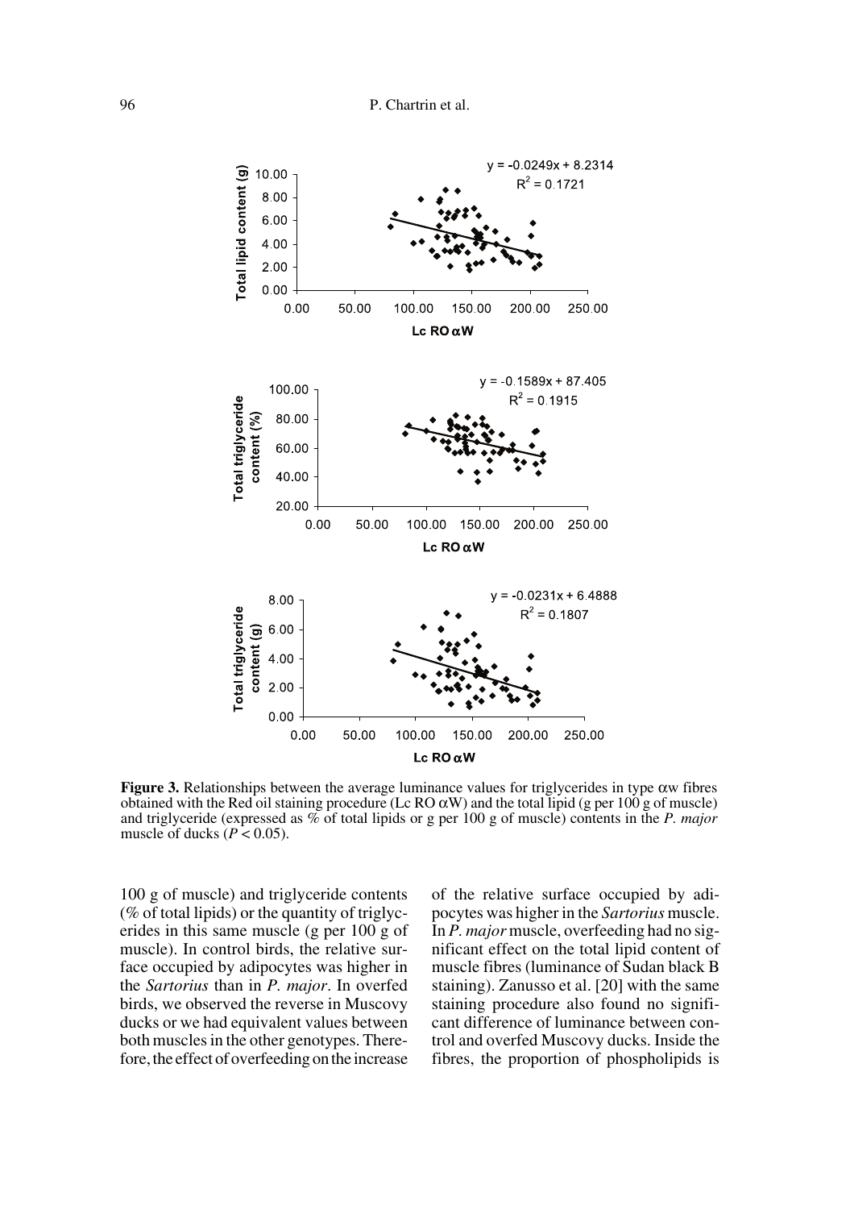**Figure 3.** Relationships between the average luminance values for triglycerides in type αw fibres obtained with the Red oil staining procedure (Lc RO αW) and the total lipid (g per 100 g of muscle) and triglyceride (expressed as % of total lipids or g per 100 g of muscle) contents in the *P. major* muscle of ducks ($P < 0.05$).

100 g of muscle) and triglyceride contents (% of total lipids) or the quantity of triglycerides in this same muscle (g per 100 g of muscle). In control birds, the relative surface occupied by adipocytes was higher in the *Sartorius* than in *P. major*. In overfed birds, we observed the reverse in Muscovy ducks or we had equivalent values between both muscles in the other genotypes. Therefore, the effect of overfeeding on the increase of the relative surface occupied by adipocytes was higher in the *Sartorius* muscle. In *P. major* muscle, overfeeding had no significant effect on the total lipid content of muscle fibres (luminance of Sudan black B staining). Zanusso et al. [20] with the same staining procedure also found no significant difference of luminance between control and overfed Muscovy ducks. Inside the fibres, the proportion of phospholipids is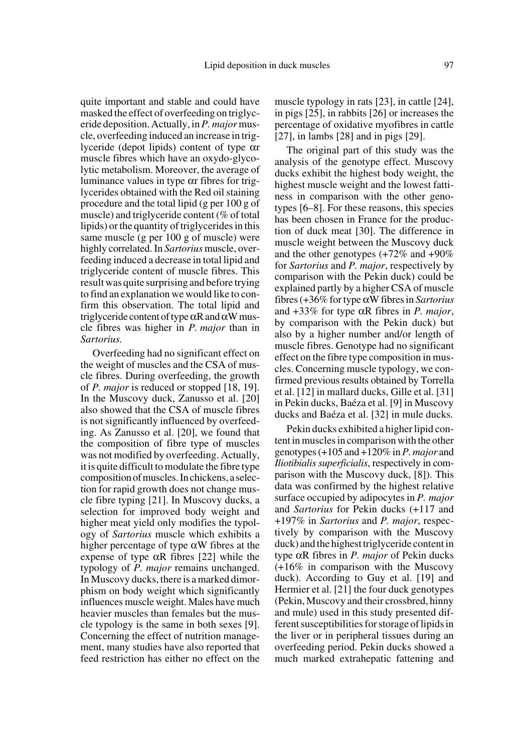quite important and stable and could have masked the effect of overfeeding on triglyceride deposition. Actually, in *P. major* muscle, overfeeding induced an increase in triglyceride (depot lipids) content of type $\alpha$r muscle fibres which have an oxydo-glycolytic metabolism. Moreover, the average of luminance values in type $\alpha$r fibres for triglycerides obtained with the Red oil staining procedure and the total lipid (g per 100 g of muscle) and triglyceride content (% of total lipids) or the quantity of triglycerides in this same muscle (g per 100 g of muscle) were highly correlated. In *Sartorius* muscle, overfeeding induced a decrease in total lipid and triglyceride content of muscle fibres. This result was quite surprising and before trying to find an explanation we would like to confirm this observation. The total lipid and triglyceride content of type $\alpha$R and $\alpha$W muscle fibres was higher in *P. major* than in *Sartorius.*

Overfeeding had no significant effect on the weight of muscles and the CSA of muscle fibres. During overfeeding, the growth of *P. major* is reduced or stopped [18, 19]. In the Muscovy duck, Zanusso et al. [20] also showed that the CSA of muscle fibres is not significantly influenced by overfeeding. As Zanusso et al. [20], we found that the composition of fibre type of muscles was not modified by overfeeding. Actually, it is quite difficult to modulate the fibre type composition of muscles. In chickens, a selection for rapid growth does not change muscle fibre typing [21]. In Muscovy ducks, a selection for improved body weight and higher meat yield only modifies the typology of *Sartorius* muscle which exhibits a higher percentage of type $\alpha$W fibres at the expense of type $\alpha$R fibres [22] while the typology of *P. major* remains unchanged. In Muscovy ducks, there is a marked dimorphism on body weight which significantly influences muscle weight. Males have much heavier muscles than females but the muscle typology is the same in both sexes [9]. Concerning the effect of nutrition management, many studies have also reported that feed restriction has either no effect on the muscle typology in rats [23], in cattle [24], in pigs [25], in rabbits [26] or increases the percentage of oxidative myofibres in cattle [27], in lambs [28] and in pigs [29].

The original part of this study was the analysis of the genotype effect. Muscovy ducks exhibit the highest body weight, the highest muscle weight and the lowest fattiness in comparison with the other genotypes [6–8]. For these reasons, this species has been chosen in France for the production of duck meat [30]. The difference in muscle weight between the Muscovy duck and the other genotypes (+72% and +90% for *Sartorius* and *P. major*, respectively by comparison with the Pekin duck) could be explained partly by a higher CSA of muscle fibres (+36% for type $\alpha$W fibres in *Sartorius* and +33% for type $\alpha$R fibres in *P. major*, by comparison with the Pekin duck) but also by a higher number and/or length of muscle fibres. Genotype had no significant effect on the fibre type composition in muscles. Concerning muscle typology, we confirmed previous results obtained by Torrella et al. [12] in mallard ducks, Gille et al. [31] in Pekin ducks, Baéza et al. [9] in Muscovy ducks and Baéza et al. [32] in mule ducks.

Pekin ducks exhibited a higher lipid content in muscles in comparison with the other genotypes (+105 and +120% in *P. major* and *Iliotibialis superficialis*, respectively in comparison with the Muscovy duck, [8]). This data was confirmed by the highest relative surface occupied by adipocytes in *P. major* and *Sartorius* for Pekin ducks (+117 and +197% in *Sartorius* and *P. major*, respectively by comparison with the Muscovy duck) and the highest triglyceride content in type $\alpha$R fibres in *P. major* of Pekin ducks (+16% in comparison with the Muscovy duck). According to Guy et al. [19] and Hermier et al. [21] the four duck genotypes (Pekin, Muscovy and their crossbred, hinny and mule) used in this study presented different susceptibilities for storage of lipids in the liver or in peripheral tissues during an overfeeding period. Pekin ducks showed a much marked extrahepatic fattening and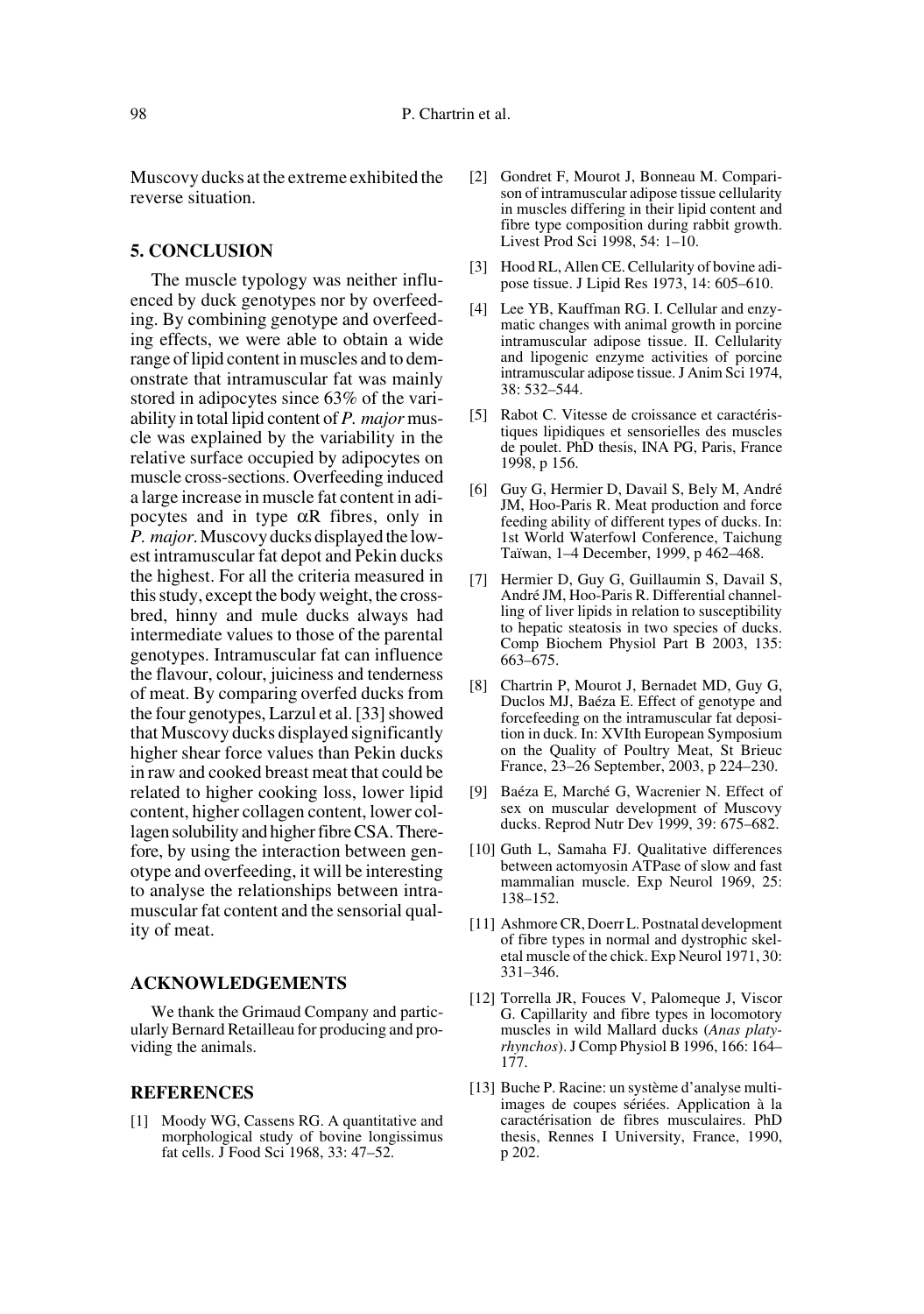Muscovy ducks at the extreme exhibited the reverse situation.

## 5. CONCLUSION

The muscle typology was neither influenced by duck genotypes nor by overfeeding. By combining genotype and overfeeding effects, we were able to obtain a wide range of lipid content in muscles and to demonstrate that intramuscular fat was mainly stored in adipocytes since 63% of the variability in total lipid content of *P. major* muscle was explained by the variability in the relative surface occupied by adipocytes on muscle cross-sections. Overfeeding induced a large increase in muscle fat content in adipocytes and in type $\alpha$R fibres, only in *P. major*. Muscovy ducks displayed the lowest intramuscular fat depot and Pekin ducks the highest. For all the criteria measured in this study, except the body weight, the crossbred, hinny and mule ducks always had intermediate values to those of the parental genotypes. Intramuscular fat can influence the flavour, colour, juiciness and tenderness of meat. By comparing overfed ducks from the four genotypes, Larzul et al. [33] showed that Muscovy ducks displayed significantly higher shear force values than Pekin ducks in raw and cooked breast meat that could be related to higher cooking loss, lower lipid content, higher collagen content, lower collagen solubility and higher fibre CSA. Therefore, by using the interaction between genotype and overfeeding, it will be interesting to analyse the relationships between intramuscular fat content and the sensorial quality of meat.

## ACKNOWLEDGEMENTS

We thank the Grimaud Company and particularly Bernard Retailleau for producing and providing the animals.

## REFERENCES

[1] Moody WG, Cassens RG. A quantitative and morphological study of bovine longissimus fat cells. J Food Sci 1968, 33: 47–52.

[2] Gondret F, Mourot J, Bonneau M. Comparison of intramuscular adipose tissue cellularity in muscles differing in their lipid content and fibre type composition during rabbit growth. Livest Prod Sci 1998, 54: 1–10.

[3] Hood RL, Allen CE. Cellularity of bovine adipose tissue. J Lipid Res 1973, 14: 605–610.

[4] Lee YB, Kauffman RG. I. Cellular and enzymatic changes with animal growth in porcine intramuscular adipose tissue. II. Cellularity and lipogenic enzyme activities of porcine intramuscular adipose tissue. J Anim Sci 1974, 38: 532–544.

[5] Rabot C. Vitesse de croissance et caractéristiques lipidiques et sensorielles des muscles de poulet. PhD thesis, INA PG, Paris, France 1998, p 156.

[6] Guy G, Hermier D, Davail S, Bely M, André JM, Hoo-Paris R. Meat production and force feeding ability of different types of ducks. In: 1st World Waterfowl Conference, Taichung Taïwan, 1–4 December, 1999, p 462–468.

[7] Hermier D, Guy G, Guillaumin S, Davail S, André JM, Hoo-Paris R. Differential channelling of liver lipids in relation to susceptibility to hepatic steatosis in two species of ducks. Comp Biochem Physiol Part B 2003, 135: 663–675.

[8] Chartrin P, Mourot J, Bernadet MD, Guy G, Duclos MJ, Baéza E. Effect of genotype and forcefeeding on the intramuscular fat deposition in duck. In: XVIth European Symposium on the Quality of Poultry Meat, St Brieuc France, 23–26 September, 2003, p 224–230.

[9] Baéza E, Marché G, Wacrenier N. Effect of sex on muscular development of Muscovy ducks. Reprod Nutr Dev 1999, 39: 675–682.

[10] Guth L, Samaha FJ. Qualitative differences between actomyosin ATPase of slow and fast mammalian muscle. Exp Neurol 1969, 25: 138–152.

[11] Ashmore CR, Doerr L. Postnatal development of fibre types in normal and dystrophic skeletal muscle of the chick. Exp Neurol 1971, 30: 331–346.

[12] Torrella JR, Fouces V, Palomeque J, Viscor G. Capillarity and fibre types in locomotory muscles in wild Mallard ducks (*Anas platyrhynchos*). J Comp Physiol B 1996, 166: 164–177.

[13] Buche P. Racine: un système d'analyse multi-images de coupes sériées. Application à la caractérisation de fibres musculaires. PhD thesis, Rennes I University, France, 1990, p 202.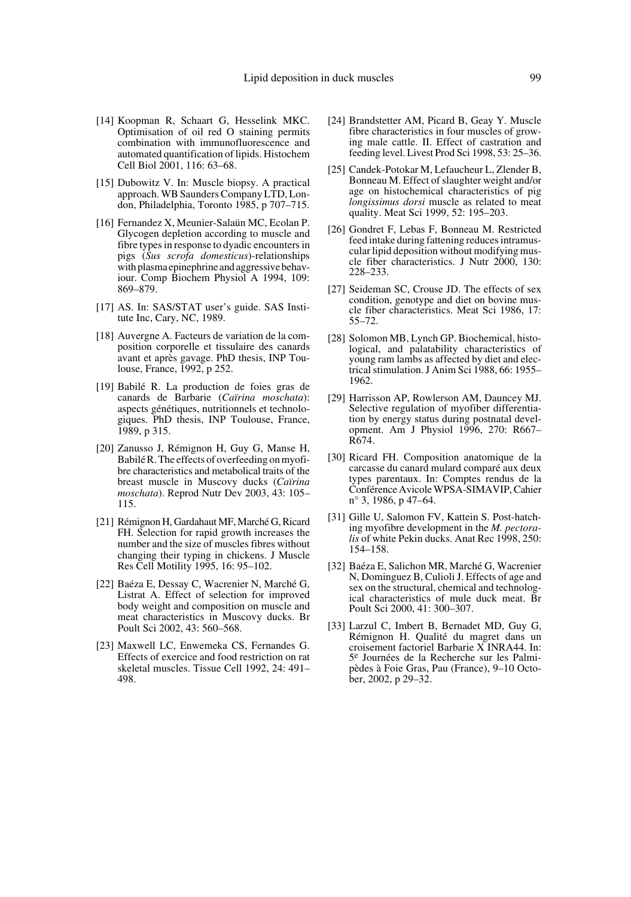[14] Koopman R, Schaart G, Hesselink MKC. Optimisation of oil red O staining permits combination with immunofluorescence and automated quantification of lipids. Histochem Cell Biol 2001, 116: 63–68.

[15] Dubowitz V. In: Muscle biopsy. A practical approach. WB Saunders Company LTD, London, Philadelphia, Toronto 1985, p 707–715.

[16] Fernandez X, Meunier-Salaün MC, Ecolan P. Glycogen depletion according to muscle and fibre types in response to dyadic encounters in pigs (*Sus scrofa domesticus*)-relationships with plasma epinephrine and aggressive behaviour. Comp Biochem Physiol A 1994, 109: 869–879.

[17] AS. In: SAS/STAT user's guide. SAS Institute Inc, Cary, NC, 1989.

[18] Auvergne A. Facteurs de variation de la composition corporelle et tissulaire des canards avant et après gavage. PhD thesis, INP Toulouse, France, 1992, p 252.

[19] Babilé R. La production de foies gras de canards de Barbarie (*Caïrina moschata*): aspects génétiques, nutritionnels et technologiques. PhD thesis, INP Toulouse, France, 1989, p 315.

[20] Zanusso J, Rémignon H, Guy G, Manse H, Babilé R. The effects of overfeeding on myofibre characteristics and metabolical traits of the breast muscle in Muscovy ducks (*Caïrina moschata*). Reprod Nutr Dev 2003, 43: 105–115.

[21] Rémignon H, Gardahaut MF, Marché G, Ricard FH. Selection for rapid growth increases the number and the size of muscles fibres without changing their typing in chickens. J Muscle Res Cell Motility 1995, 16: 95–102.

[22] Baéza E, Dessay C, Wacrenier N, Marché G, Listrat A. Effect of selection for improved body weight and composition on muscle and meat characteristics in Muscovy ducks. Br Poult Sci 2002, 43: 560–568.

[23] Maxwell LC, Enwemeka CS, Fernandes G. Effects of exercice and food restriction on rat skeletal muscles. Tissue Cell 1992, 24: 491–498.

[24] Brandstetter AM, Picard B, Geay Y. Muscle fibre characteristics in four muscles of growing male cattle. II. Effect of castration and feeding level. Livest Prod Sci 1998, 53: 25–36.

[25] Candek-Potokar M, Lefaucheur L, Zlender B, Bonneau M. Effect of slaughter weight and/or age on histochemical characteristics of pig *longissimus dorsi* muscle as related to meat quality. Meat Sci 1999, 52: 195–203.

[26] Gondret F, Lebas F, Bonneau M. Restricted feed intake during fattening reduces intramuscular lipid deposition without modifying muscle fiber characteristics. J Nutr 2000, 130: 228–233.

[27] Seideman SC, Crouse JD. The effects of sex condition, genotype and diet on bovine muscle fiber characteristics. Meat Sci 1986, 17: 55–72.

[28] Solomon MB, Lynch GP. Biochemical, histological, and palatability characteristics of young ram lambs as affected by diet and electrical stimulation. J Anim Sci 1988, 66: 1955–1962.

[29] Harrisson AP, Rowlerson AM, Dauncey MJ. Selective regulation of myofiber differentiation by energy status during postnatal development. Am J Physiol 1996, 270: R667–R674.

[30] Ricard FH. Composition anatomique de la carcasse du canard mulard comparé aux deux types parentaux. In: Comptes rendus de la Conférence Avicole WPSA-SIMAVIP, Cahier n° 3, 1986, p 47–64.

[31] Gille U, Salomon FV, Kattein S. Post-hatching myofibre development in the *M. pectoralis* of white Pekin ducks. Anat Rec 1998, 250: 154–158.

[32] Baéza E, Salichon MR, Marché G, Wacrenier N, Dominguez B, Culioli J. Effects of age and sex on the structural, chemical and technological characteristics of mule duck meat. Br Poult Sci 2000, 41: 300–307.

[33] Larzul C, Imbert B, Bernadet MD, Guy G, Rémignon H. Qualité du magret dans un croisement factoriel Barbarie X INRA44. In: 5e Journées de la Recherche sur les Palmipèdes à Foie Gras, Pau (France), 9–10 October, 2002, p 29–32.